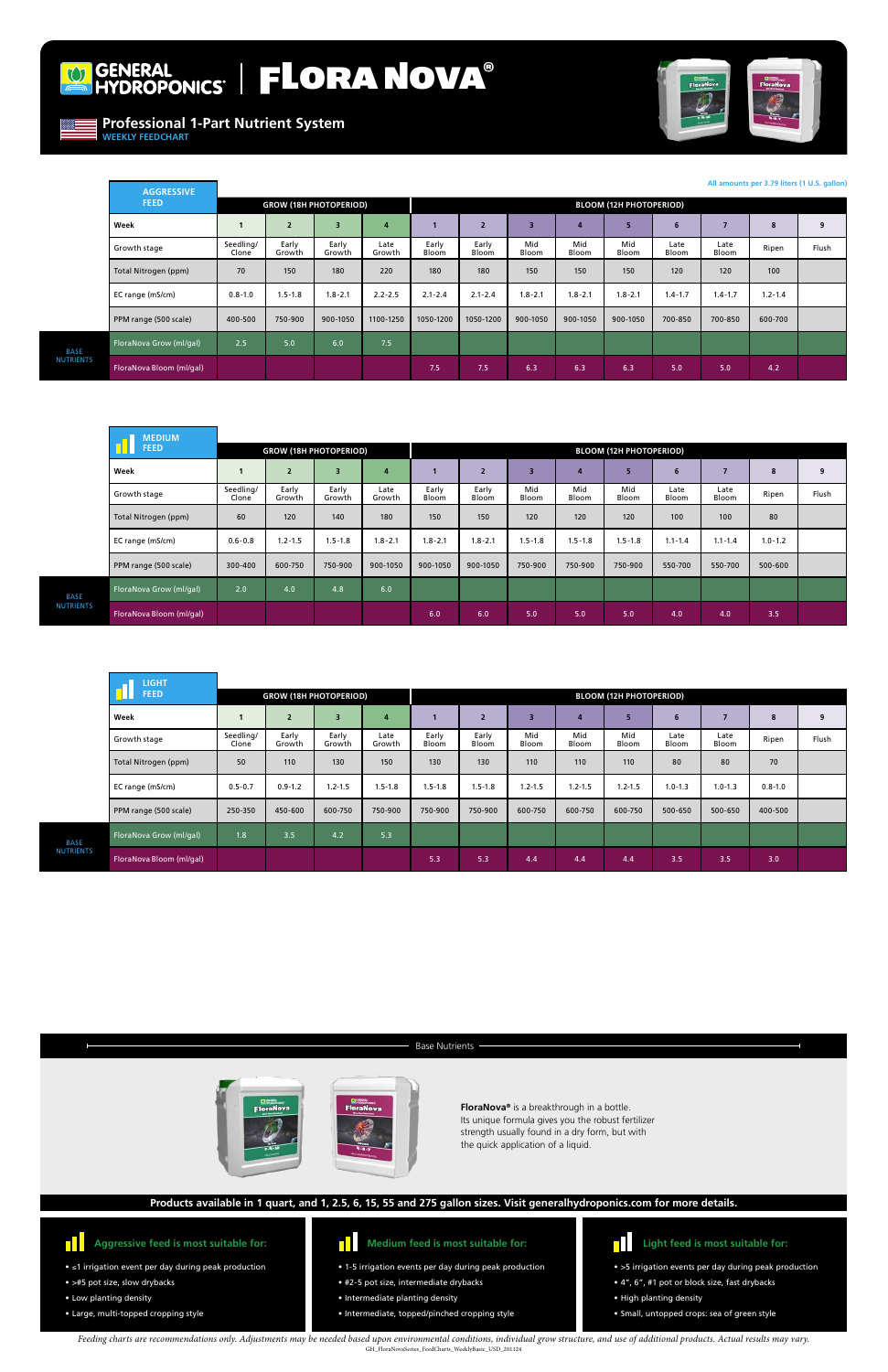# GENERAL HYDROPONICS | FLORA NOVA®

## Professional 1-Part Nutrient System

WEEKLY FEEDCHART

All amounts per 3.79 liters (1 U.S. gallon)

### AGGRESSIVE FEED

| | | GROW (18H PHOTOPERIOD) | | | | BLOOM (12H PHOTOPERIOD) | | | | | | | | |
|---|---|---|---|---|---|---|---|---|---|---|---|---|---|---|
| | Week | 1 | 2 | 3 | 4 | 1 | 2 | 3 | 4 | 5 | 6 | 7 | 8 | 9 |
| | Growth stage | Seedling/ Clone | Early Growth | Early Growth | Late Growth | Early Bloom | Early Bloom | Mid Bloom | Mid Bloom | Mid Bloom | Late Bloom | Late Bloom | Ripen | Flush |
| | Total Nitrogen (ppm) | 70 | 150 | 180 | 220 | 180 | 180 | 150 | 150 | 150 | 120 | 120 | 100 | |
| | EC range (mS/cm) | 0.8-1.0 | 1.5-1.8 | 1.8-2.1 | 2.2-2.5 | 2.1-2.4 | 2.1-2.4 | 1.8-2.1 | 1.8-2.1 | 1.8-2.1 | 1.4-1.7 | 1.4-1.7 | 1.2-1.4 | |
| | PPM range (500 scale) | 400-500 | 750-900 | 900-1050 | 1100-1250 | 1050-1200 | 1050-1200 | 900-1050 | 900-1050 | 900-1050 | 700-850 | 700-850 | 600-700 | |
| BASE NUTRIENTS | FloraNova Grow (ml/gal) | 2.5 | 5.0 | 6.0 | 7.5 | | | | | | | | | |
| | FloraNova Bloom (ml/gal) | | | | | 7.5 | 7.5 | 6.3 | 6.3 | 6.3 | 5.0 | 5.0 | 4.2 | |

### MEDIUM FEED

| | | GROW (18H PHOTOPERIOD) | | | | BLOOM (12H PHOTOPERIOD) | | | | | | | | |
|---|---|---|---|---|---|---|---|---|---|---|---|---|---|---|
| | Week | 1 | 2 | 3 | 4 | 1 | 2 | 3 | 4 | 5 | 6 | 7 | 8 | 9 |
| | Growth stage | Seedling/ Clone | Early Growth | Early Growth | Late Growth | Early Bloom | Early Bloom | Mid Bloom | Mid Bloom | Mid Bloom | Late Bloom | Late Bloom | Ripen | Flush |
| | Total Nitrogen (ppm) | 60 | 120 | 140 | 180 | 150 | 150 | 120 | 120 | 120 | 100 | 100 | 80 | |
| | EC range (mS/cm) | 0.6-0.8 | 1.2-1.5 | 1.5-1.8 | 1.8-2.1 | 1.8-2.1 | 1.8-2.1 | 1.5-1.8 | 1.5-1.8 | 1.5-1.8 | 1.1-1.4 | 1.1-1.4 | 1.0-1.2 | |
| | PPM range (500 scale) | 300-400 | 600-750 | 750-900 | 900-1050 | 900-1050 | 900-1050 | 750-900 | 750-900 | 750-900 | 550-700 | 550-700 | 500-600 | |
| BASE NUTRIENTS | FloraNova Grow (ml/gal) | 2.0 | 4.0 | 4.8 | 6.0 | | | | | | | | | |
| | FloraNova Bloom (ml/gal) | | | | | 6.0 | 6.0 | 5.0 | 5.0 | 5.0 | 4.0 | 4.0 | 3.5 | |

### LIGHT FEED

| | | GROW (18H PHOTOPERIOD) | | | | BLOOM (12H PHOTOPERIOD) | | | | | | | | |
|---|---|---|---|---|---|---|---|---|---|---|---|---|---|---|
| | Week | 1 | 2 | 3 | 4 | 1 | 2 | 3 | 4 | 5 | 6 | 7 | 8 | 9 |
| | Growth stage | Seedling/ Clone | Early Growth | Early Growth | Late Growth | Early Bloom | Early Bloom | Mid Bloom | Mid Bloom | Mid Bloom | Late Bloom | Late Bloom | Ripen | Flush |
| | Total Nitrogen (ppm) | 50 | 110 | 130 | 150 | 130 | 130 | 110 | 110 | 110 | 80 | 80 | 70 | |
| | EC range (mS/cm) | 0.5-0.7 | 0.9-1.2 | 1.2-1.5 | 1.5-1.8 | 1.5-1.8 | 1.5-1.8 | 1.2-1.5 | 1.2-1.5 | 1.2-1.5 | 1.0-1.3 | 1.0-1.3 | 0.8-1.0 | |
| | PPM range (500 scale) | 250-350 | 450-600 | 600-750 | 750-900 | 750-900 | 750-900 | 600-750 | 600-750 | 600-750 | 500-650 | 500-650 | 400-500 | |
| BASE NUTRIENTS | FloraNova Grow (ml/gal) | 1.8 | 3.5 | 4.2 | 5.3 | | | | | | | | | |
| | FloraNova Bloom (ml/gal) | | | | | 5.3 | 5.3 | 4.4 | 4.4 | 4.4 | 3.5 | 3.5 | 3.0 | |

## Base Nutrients

**FloraNova®** is a breakthrough in a bottle. Its unique formula gives you the robust fertilizer strength usually found in a dry form, but with the quick application of a liquid.

**Products available in 1 quart, and 1, 2.5, 6, 15, 55 and 275 gallon sizes. Visit generalhydroponics.com for more details.**

### Aggressive feed is most suitable for:

- ≤1 irrigation event per day during peak production
- >#5 pot size, slow drybacks
- Low planting density
- Large, multi-topped cropping style

### Medium feed is most suitable for:

- 1-5 irrigation events per day during peak production
- #2-5 pot size, intermediate drybacks
- Intermediate planting density
- Intermediate, topped/pinched cropping style

### Light feed is most suitable for:

- >5 irrigation events per day during peak production
- 4", 6", #1 pot or block size, fast drybacks
- High planting density
- Small, untopped crops: sea of green style

*Feeding charts are recommendations only. Adjustments may be needed based upon environmental conditions, individual grow structure, and use of additional products. Actual results may vary.*

GH_FloraNovaSeries_FeedCharts_WeeklyBasic_USD_201124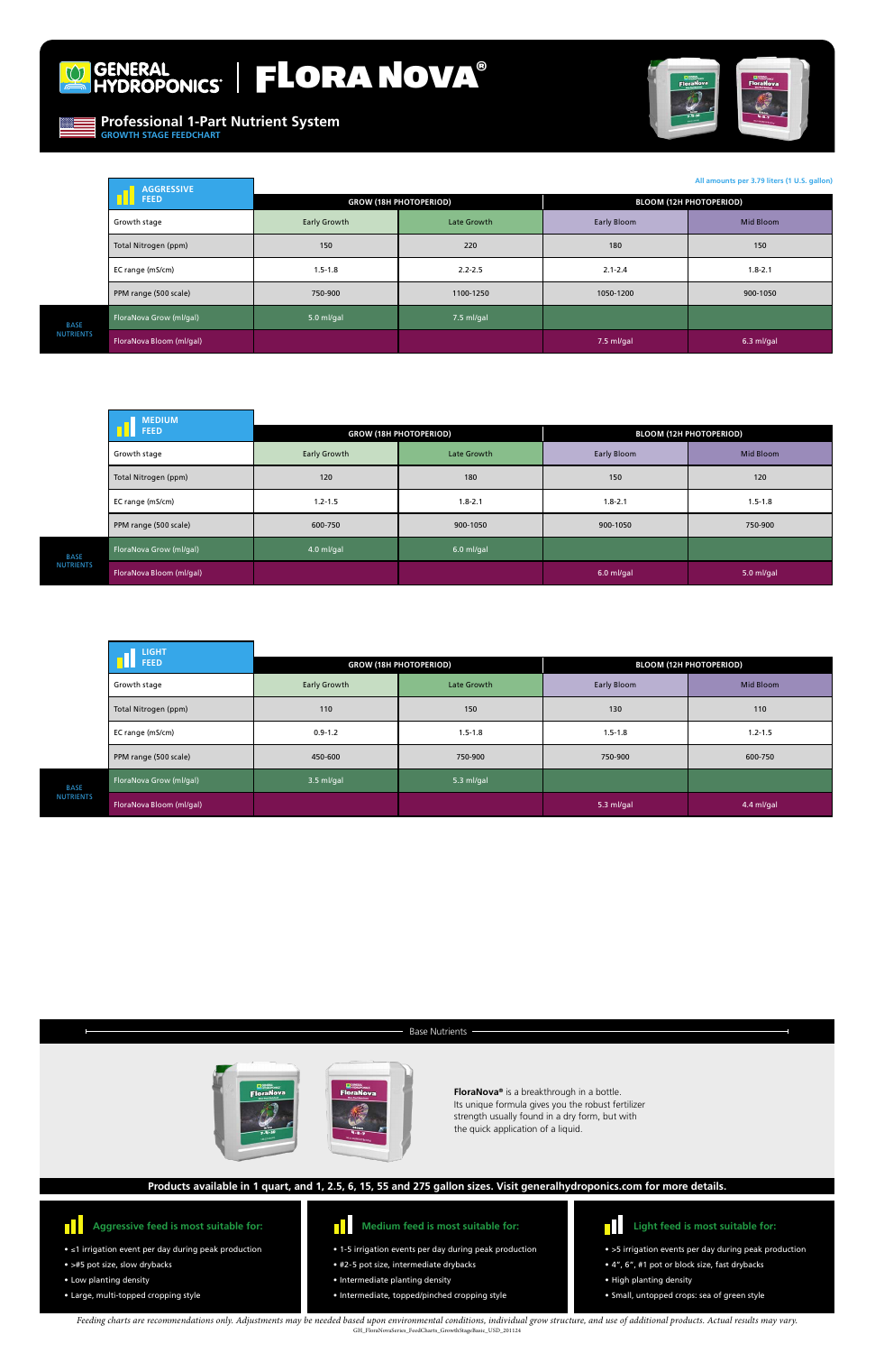# GENERAL HYDROPONICS | FLORA NOVA®

## Professional 1-Part Nutrient System

GROWTH STAGE FEEDCHART

All amounts per 3.79 liters (1 U.S. gallon)

### AGGRESSIVE FEED

| | AGGRESSIVE FEED | GROW (18H PHOTOPERIOD) | | BLOOM (12H PHOTOPERIOD) | |
|---|---|---|---|---|---|
| | Growth stage | Early Growth | Late Growth | Early Bloom | Mid Bloom |
| | Total Nitrogen (ppm) | 150 | 220 | 180 | 150 |
| | EC range (mS/cm) | 1.5-1.8 | 2.2-2.5 | 2.1-2.4 | 1.8-2.1 |
| | PPM range (500 scale) | 750-900 | 1100-1250 | 1050-1200 | 900-1050 |
| BASE NUTRIENTS | FloraNova Grow (ml/gal) | 5.0 ml/gal | 7.5 ml/gal | | |
| | FloraNova Bloom (ml/gal) | | | 7.5 ml/gal | 6.3 ml/gal |

### MEDIUM FEED

| | MEDIUM FEED | GROW (18H PHOTOPERIOD) | | BLOOM (12H PHOTOPERIOD) | |
|---|---|---|---|---|---|
| | Growth stage | Early Growth | Late Growth | Early Bloom | Mid Bloom |
| | Total Nitrogen (ppm) | 120 | 180 | 150 | 120 |
| | EC range (mS/cm) | 1.2-1.5 | 1.8-2.1 | 1.8-2.1 | 1.5-1.8 |
| | PPM range (500 scale) | 600-750 | 900-1050 | 900-1050 | 750-900 |
| BASE NUTRIENTS | FloraNova Grow (ml/gal) | 4.0 ml/gal | 6.0 ml/gal | | |
| | FloraNova Bloom (ml/gal) | | | 6.0 ml/gal | 5.0 ml/gal |

### LIGHT FEED

| | LIGHT FEED | GROW (18H PHOTOPERIOD) | | BLOOM (12H PHOTOPERIOD) | |
|---|---|---|---|---|---|
| | Growth stage | Early Growth | Late Growth | Early Bloom | Mid Bloom |
| | Total Nitrogen (ppm) | 110 | 150 | 130 | 110 |
| | EC range (mS/cm) | 0.9-1.2 | 1.5-1.8 | 1.5-1.8 | 1.2-1.5 |
| | PPM range (500 scale) | 450-600 | 750-900 | 750-900 | 600-750 |
| BASE NUTRIENTS | FloraNova Grow (ml/gal) | 3.5 ml/gal | 5.3 ml/gal | | |
| | FloraNova Bloom (ml/gal) | | | 5.3 ml/gal | 4.4 ml/gal |

## Base Nutrients

**FloraNova®** is a breakthrough in a bottle. Its unique formula gives you the robust fertilizer strength usually found in a dry form, but with the quick application of a liquid.

**Products available in 1 quart, and 1, 2.5, 6, 15, 55 and 275 gallon sizes. Visit generalhydroponics.com for more details.**

### Aggressive feed is most suitable for:

- ≤1 irrigation event per day during peak production
- >#5 pot size, slow drybacks
- Low planting density
- Large, multi-topped cropping style

### Medium feed is most suitable for:

- 1-5 irrigation events per day during peak production
- #2-5 pot size, intermediate drybacks
- Intermediate planting density
- Intermediate, topped/pinched cropping style

### Light feed is most suitable for:

- >5 irrigation events per day during peak production
- 4", 6", #1 pot or block size, fast drybacks
- High planting density
- Small, untopped crops: sea of green style

*Feeding charts are recommendations only. Adjustments may be needed based upon environmental conditions, individual grow structure, and use of additional products. Actual results may vary.*

GH_FloraNovaSeries_FeedCharts_GrowthStageBasic_USD_201124